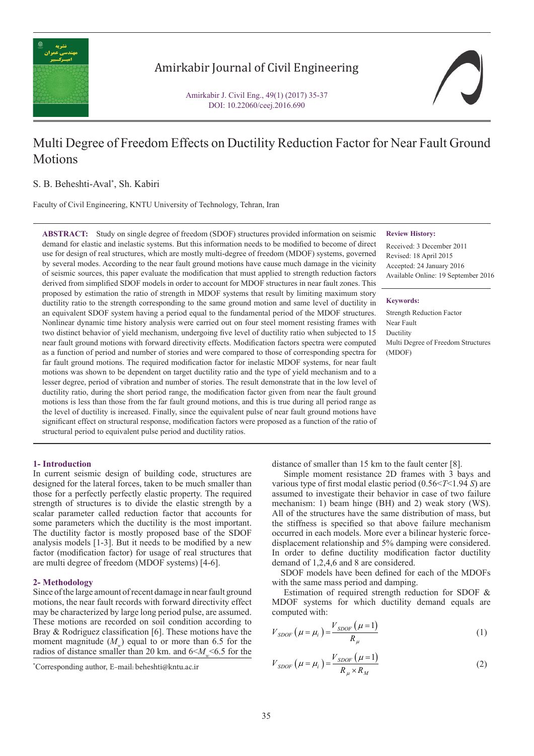# Multi Degree of Freedom Effects on Ductility Reduction Factor for Near Fault Ground Motions

S. B. Beheshti-Aval*, Sh. Kabiri

Faculty of Civil Engineering, KNTU University of Technology, Tehran, Iran

**ABSTRACT:** Study on single degree of freedom (SDOF) structures provided information on seismic demand for elastic and inelastic systems. But this information needs to be modified to become of direct use for design of real structures, which are mostly multi-degree of freedom (MDOF) systems, governed by several modes. According to the near fault ground motions have cause much damage in the vicinity of seismic sources, this paper evaluate the modification that must applied to strength reduction factors derived from simplified SDOF models in order to account for MDOF structures in near fault zones. This proposed by estimation the ratio of strength in MDOF systems that result by limiting maximum story ductility ratio to the strength corresponding to the same ground motion and same level of ductility in an equivalent SDOF system having a period equal to the fundamental period of the MDOF structures. Nonlinear dynamic time history analysis were carried out on four steel moment resisting frames with two distinct behavior of yield mechanism, undergoing five level of ductility ratio when subjected to 15 near fault ground motions with forward directivity effects. Modification factors spectra were computed as a function of period and number of stories and were compared to those of corresponding spectra for far fault ground motions. The required modification factor for inelastic MDOF systems, for near fault motions was shown to be dependent on target ductility ratio and the type of yield mechanism and to a lesser degree, period of vibration and number of stories. The result demonstrate that in the low level of ductility ratio, during the short period range, the modification factor given from near the fault ground motions is less than those from the far fault ground motions, and this is true during all period range as the level of ductility is increased. Finally, since the equivalent pulse of near fault ground motions have significant effect on structural response, modification factors were proposed as a function of the ratio of structural period to equivalent pulse period and ductility ratios.

**Review History:**

Received: 3 December 2011
Revised: 18 April 2015
Accepted: 24 January 2016
Available Online: 19 September 2016

**Keywords:**

Strength Reduction Factor
Near Fault
Ductility
Multi Degree of Freedom Structures (MDOF)

## 1- Introduction

In current seismic design of building code, structures are designed for the lateral forces, taken to be much smaller than those for a perfectly perfectly elastic property. The required strength of structures is to divide the elastic strength by a scalar parameter called reduction factor that accounts for some parameters which the ductility is the most important. The ductility factor is mostly proposed base of the SDOF analysis models [1-3]. But it needs to be modified by a new factor (modification factor) for usage of real structures that are multi degree of freedom (MDOF systems) [4-6].

## 2- Methodology

Since of the large amount of recent damage in near fault ground motions, the near fault records with forward directivity effect may be characterized by large long period pulse, are assumed. These motions are recorded on soil condition according to Bray & Rodriguez classification [6]. These motions have the moment magnitude ($M_w$) equal to or more than 6.5 for the radios of distance smaller than 20 km. and $6<M_w<6.5$ for the distance of smaller than 15 km to the fault center [8].

Simple moment resistance 2D frames with 3 bays and various type of first modal elastic period ($0.56<T<1.94$ $S$) are assumed to investigate their behavior in case of two failure mechanism: 1) beam hinge (BH) and 2) weak story (WS). All of the structures have the same distribution of mass, but the stiffness is specified so that above failure mechanism occurred in each models. More ever a bilinear hysteric force-displacement relationship and 5% damping were considered. In order to define ductility modification factor ductility demand of 1,2,4,6 and 8 are considered.

SDOF models have been defined for each of the MDOFs with the same mass period and damping.

Estimation of required strength reduction for SDOF & MDOF systems for which ductility demand equals are computed with:

$$V_{SDOF}(\mu=\mu_i)=\frac{V_{SDOF}(\mu=1)}{R_\mu} \tag{1}$$

$$V_{SDOF}(\mu=\mu_i)=\frac{V_{SDOF}(\mu=1)}{R_\mu \times R_M} \tag{2}$$

*Corresponding author, E-mail: beheshti@kntu.ac.ir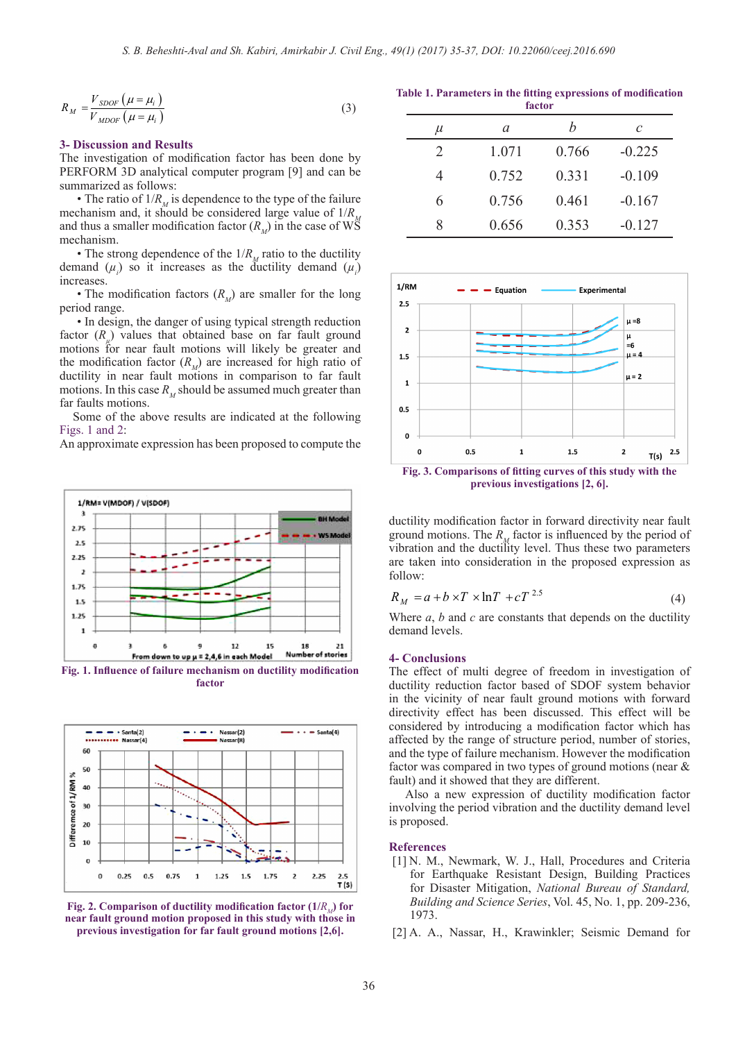$$R_M = \frac{V_{SDOF}\left(\mu = \mu_i\right)}{V_{MDOF}\left(\mu = \mu_i\right)} \tag{3}$$

## 3- Discussion and Results

The investigation of modification factor has been done by PERFORM 3D analytical computer program [9] and can be summarized as follows:

• The ratio of $1/R_M$ is dependence to the type of the failure mechanism and, it should be considered large value of $1/R_M$ and thus a smaller modification factor ($R_M$) in the case of WS mechanism.

• The strong dependence of the $1/R_M$ ratio to the ductility demand ($\mu_i$) so it increases as the ductility demand ($\mu_i$) increases.

• The modification factors ($R_M$) are smaller for the long period range.

• In design, the danger of using typical strength reduction factor ($R_\mu$) values that obtained base on far fault ground motions for near fault motions will likely be greater and the modification factor ($R_M$) are increased for high ratio of ductility in near fault motions in comparison to far fault motions. In this case $R_M$ should be assumed much greater than far faults motions.

Some of the above results are indicated at the following Figs. 1 and 2:

An approximate expression has been proposed to compute the ductility modification factor in forward directivity near fault ground motions. The $R_M$ factor is influenced by the period of vibration and the ductility level. Thus these two parameters are taken into consideration in the proposed expression as follow:

**Fig. 1. Influence of failure mechanism on ductility modification factor**

**Fig. 2. Comparison of ductility modification factor ($1/R_M$) for near fault ground motion proposed in this study with those in previous investigation for far fault ground motions [2,6].**

**Table 1. Parameters in the fitting expressions of modification factor**

| $\mu$ | $a$ | $b$ | $c$ |
|---|---|---|---|
| 2 | 1.071 | 0.766 | -0.225 |
| 4 | 0.752 | 0.331 | -0.109 |
| 6 | 0.756 | 0.461 | -0.167 |
| 8 | 0.656 | 0.353 | -0.127 |

**Fig. 3. Comparisons of fitting curves of this study with the previous investigations [2, 6].**

$$R_M = a + b \times T \times \ln T + cT^{2.5} \tag{4}$$

Where $a$, $b$ and $c$ are constants that depends on the ductility demand levels.

## 4- Conclusions

The effect of multi degree of freedom in investigation of ductility reduction factor based of SDOF system behavior in the vicinity of near fault ground motions with forward directivity effect has been discussed. This effect will be considered by introducing a modification factor which has affected by the range of structure period, number of stories, and the type of failure mechanism. However the modification factor was compared in two types of ground motions (near & fault) and it showed that they are different.

Also a new expression of ductility modification factor involving the period vibration and the ductility demand level is proposed.

## References

[1] N. M., Newmark, W. J., Hall, Procedures and Criteria for Earthquake Resistant Design, Building Practices for Disaster Mitigation, *National Bureau of Standard, Building and Science Series*, Vol. 45, No. 1, pp. 209-236, 1973.

[2] A. A., Nassar, H., Krawinkler; Seismic Demand for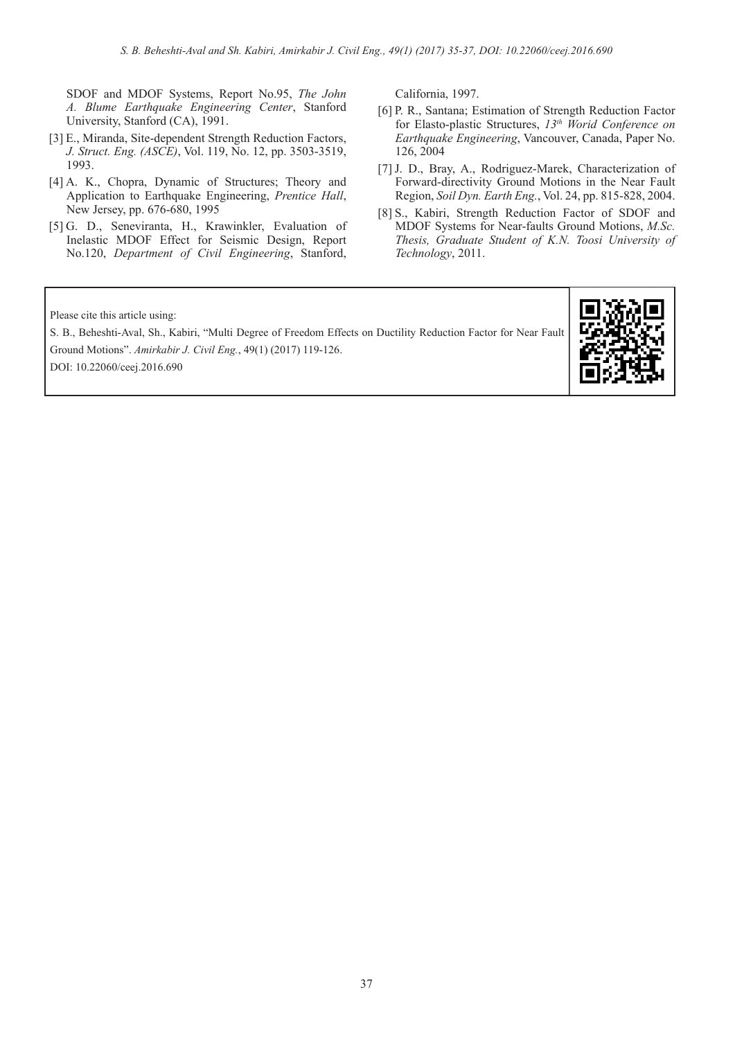SDOF and MDOF Systems, Report No.95, *The John A. Blume Earthquake Engineering Center*, Stanford University, Stanford (CA), 1991.

[3] E., Miranda, Site-dependent Strength Reduction Factors, *J. Struct. Eng. (ASCE)*, Vol. 119, No. 12, pp. 3503-3519, 1993.

[4] A. K., Chopra, Dynamic of Structures; Theory and Application to Earthquake Engineering, *Prentice Hall*, New Jersey, pp. 676-680, 1995

[5] G. D., Seneviranta, H., Krawinkler, Evaluation of Inelastic MDOF Effect for Seismic Design, Report No.120, *Department of Civil Engineering*, Stanford, California, 1997.

[6] P. R., Santana; Estimation of Strength Reduction Factor for Elasto-plastic Structures, *13th Worid Conference on Earthquake Engineering*, Vancouver, Canada, Paper No. 126, 2004

[7] J. D., Bray, A., Rodriguez-Marek, Characterization of Forward-directivity Ground Motions in the Near Fault Region, *Soil Dyn. Earth Eng.*, Vol. 24, pp. 815-828, 2004.

[8] S., Kabiri, Strength Reduction Factor of SDOF and MDOF Systems for Near-faults Ground Motions, *M.Sc. Thesis, Graduate Student of K.N. Toosi University of Technology*, 2011.

Please cite this article using:

S. B., Beheshti-Aval, Sh., Kabiri, "Multi Degree of Freedom Effects on Ductility Reduction Factor for Near Fault Ground Motions". *Amirkabir J. Civil Eng.*, 49(1) (2017) 119-126.

DOI: 10.22060/ceej.2016.690